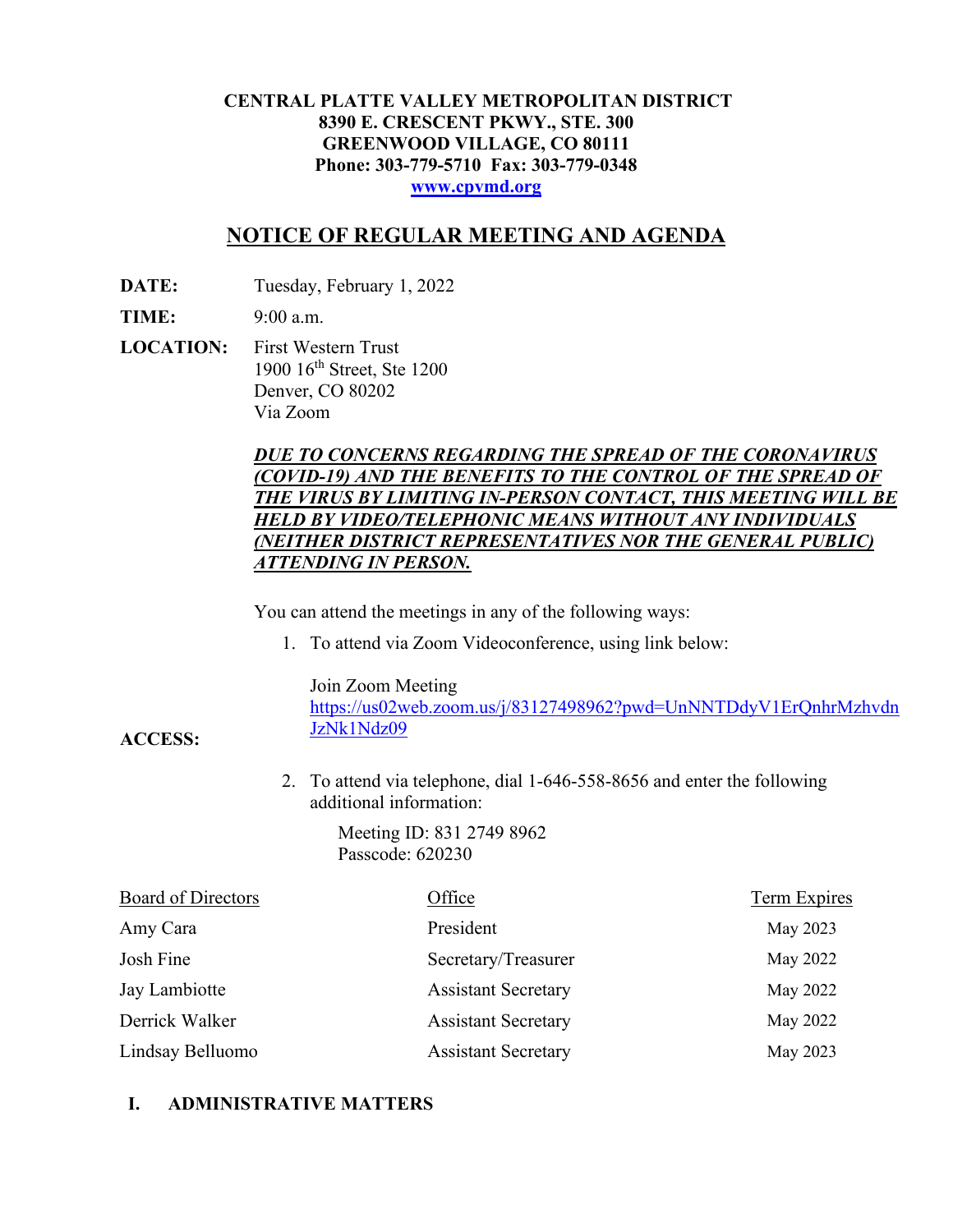**CENTRAL PLATTE VALLEY METROPOLITAN DISTRICT**
**8390 E. CRESCENT PKWY., STE. 300**
**GREENWOOD VILLAGE, CO 80111**
**Phone: 303-779-5710 Fax: 303-779-0348**
**www.cpvmd.org**

# NOTICE OF REGULAR MEETING AND AGENDA

**DATE:** Tuesday, February 1, 2022

**TIME:** 9:00 a.m.

**LOCATION:** First Western Trust
1900 16th Street, Ste 1200
Denver, CO 80202
Via Zoom

***DUE TO CONCERNS REGARDING THE SPREAD OF THE CORONAVIRUS (COVID-19) AND THE BENEFITS TO THE CONTROL OF THE SPREAD OF THE VIRUS BY LIMITING IN-PERSON CONTACT, THIS MEETING WILL BE HELD BY VIDEO/TELEPHONIC MEANS WITHOUT ANY INDIVIDUALS (NEITHER DISTRICT REPRESENTATIVES NOR THE GENERAL PUBLIC) ATTENDING IN PERSON.***

**ACCESS:**

You can attend the meetings in any of the following ways:

1. To attend via Zoom Videoconference, using link below:

   Join Zoom Meeting
   https://us02web.zoom.us/j/83127498962?pwd=UnNNTDdyV1ErQnhrMzhvdnJzNk1Ndz09

2. To attend via telephone, dial 1-646-558-8656 and enter the following additional information:

   Meeting ID: 831 2749 8962
   Passcode: 620230

| Board of Directors | Office | Term Expires |
|---|---|---|
| Amy Cara | President | May 2023 |
| Josh Fine | Secretary/Treasurer | May 2022 |
| Jay Lambiotte | Assistant Secretary | May 2022 |
| Derrick Walker | Assistant Secretary | May 2022 |
| Lindsay Belluomo | Assistant Secretary | May 2023 |

## I. ADMINISTRATIVE MATTERS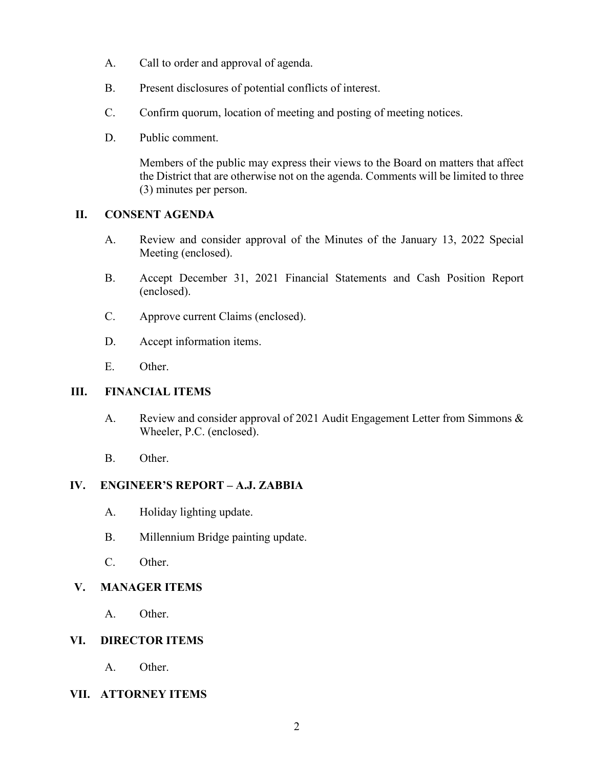A. Call to order and approval of agenda.

B. Present disclosures of potential conflicts of interest.

C. Confirm quorum, location of meeting and posting of meeting notices.

D. Public comment.

   Members of the public may express their views to the Board on matters that affect the District that are otherwise not on the agenda. Comments will be limited to three (3) minutes per person.

## II. CONSENT AGENDA

A. Review and consider approval of the Minutes of the January 13, 2022 Special Meeting (enclosed).

B. Accept December 31, 2021 Financial Statements and Cash Position Report (enclosed).

C. Approve current Claims (enclosed).

D. Accept information items.

E. Other.

## III. FINANCIAL ITEMS

A. Review and consider approval of 2021 Audit Engagement Letter from Simmons & Wheeler, P.C. (enclosed).

B. Other.

## IV. ENGINEER'S REPORT – A.J. ZABBIA

A. Holiday lighting update.

B. Millennium Bridge painting update.

C. Other.

## V. MANAGER ITEMS

A. Other.

## VI. DIRECTOR ITEMS

A. Other.

## VII. ATTORNEY ITEMS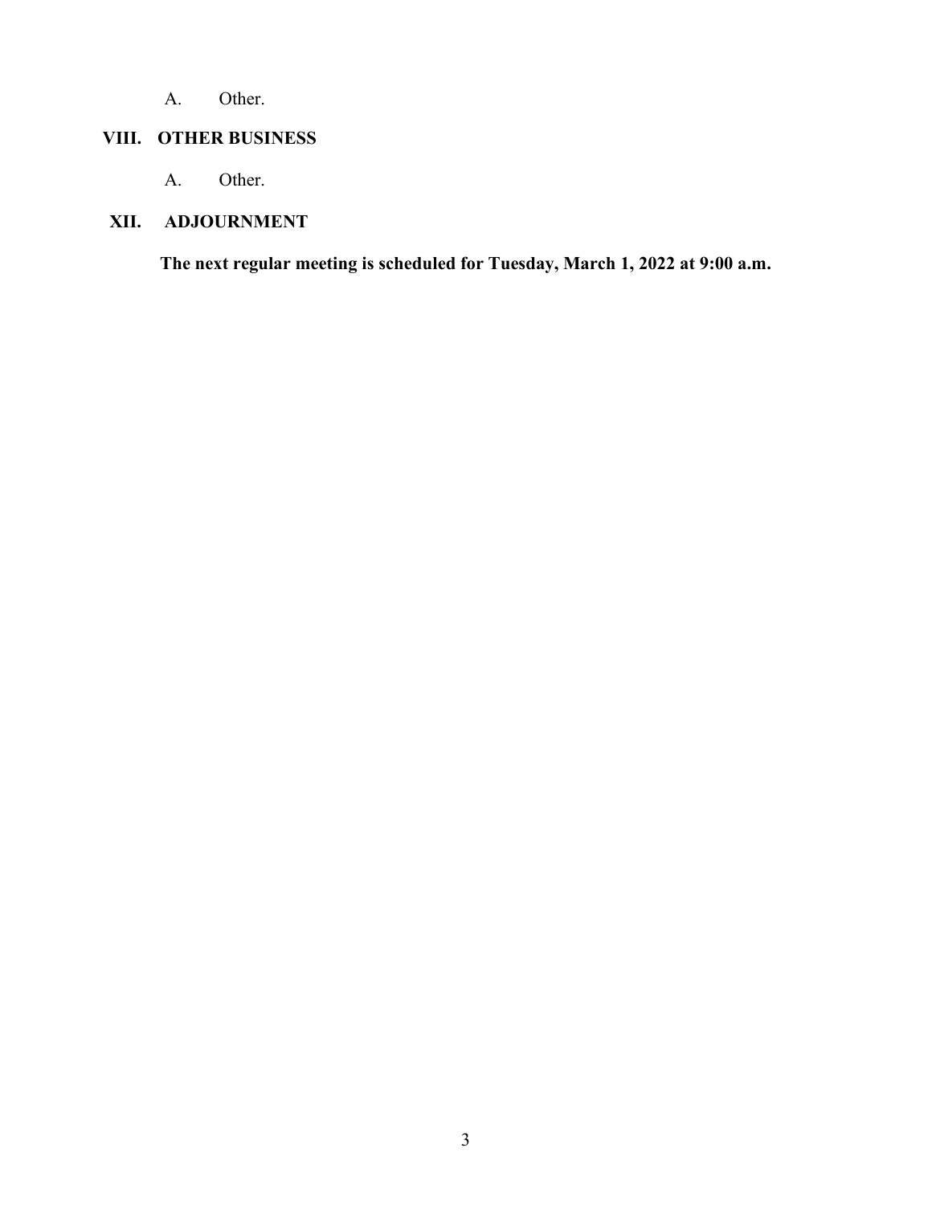A. Other.

## VIII. OTHER BUSINESS

A. Other.

## XII. ADJOURNMENT

**The next regular meeting is scheduled for Tuesday, March 1, 2022 at 9:00 a.m.**